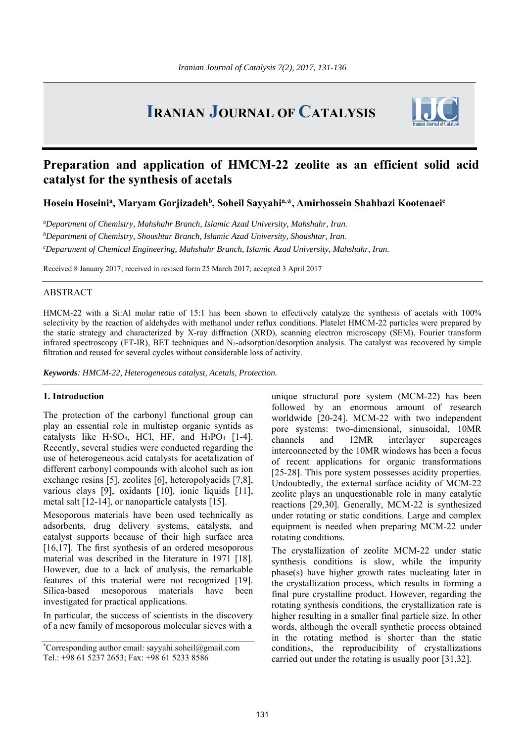# Preparation and application of HMCM-22 zeolite as an efficient solid acid catalyst for the synthesis of acetals

**Hosein Hoseini[a], Maryam Gorjizadeh[b], Soheil Sayyahi[a,*], Amirhossein Shahbazi Kootenaei[c]**

[a]*Department of Chemistry, Mahshahr Branch, Islamic Azad University, Mahshahr, Iran.*

[b]*Department of Chemistry, Shoushtar Branch, Islamic Azad University, Shoushtar, Iran.*

[c]*Department of Chemical Engineering, Mahshahr Branch, Islamic Azad University, Mahshahr, Iran.*

Received 8 January 2017; received in revised form 25 March 2017; accepted 3 April 2017

## ABSTRACT

HMCM-22 with a Si:Al molar ratio of 15:1 has been shown to effectively catalyze the synthesis of acetals with 100% selectivity by the reaction of aldehydes with methanol under reflux conditions. Platelet HMCM-22 particles were prepared by the static strategy and characterized by X-ray diffraction (XRD), scanning electron microscopy (SEM), Fourier transform infrared spectroscopy (FT-IR), BET techniques and $N_2$-adsorption/desorption analysis. The catalyst was recovered by simple filtration and reused for several cycles without considerable loss of activity.

***Keywords**: HMCM-22, Heterogeneous catalyst, Acetals, Protection.*

## 1. Introduction

The protection of the carbonyl functional group can play an essential role in multistep organic syntids as catalysts like $H_2SO_4$, HCl, HF, and $H_3PO_4$ [1-4]. Recently, several studies were conducted regarding the use of heterogeneous acid catalysts for acetalization of different carbonyl compounds with alcohol such as ion exchange resins [5], zeolites [6], heteropolyacids [7,8], various clays [9], oxidants [10], ionic liquids [11], metal salt [12-14], or nanoparticle catalysts [15].

Mesoporous materials have been used technically as adsorbents, drug delivery systems, catalysts, and catalyst supports because of their high surface area [16,17]. The first synthesis of an ordered mesoporous material was described in the literature in the 1971 [18]. However, due to a lack of analysis, the remarkable features of this material were not recognized [19]. Silica-based mesoporous materials have been investigated for practical applications.

In particular, the success of scientists in the discovery of a new family of mesoporous molecular sieves with a unique structural pore system (MCM-22) has been followed by an enormous amount of research worldwide [20-24]. MCM-22 with two independent pore systems: two-dimensional, sinusoidal, 10MR channels and 12MR interlayer supercages interconnected by the 10MR windows has been a focus of recent applications for organic transformations [25-28]. This pore system possesses acidity properties. Undoubtedly, the external surface acidity of MCM-22 zeolite plays an unquestionable role in many catalytic reactions [29,30]. Generally, MCM-22 is synthesized under rotating or static conditions. Large and complex equipment is needed when preparing MCM-22 under rotating conditions.

The crystallization of zeolite MCM-22 under static synthesis conditions is slow, while the impurity phase(s) have higher growth rates nucleating later in the crystallization process, which results in forming a final pure crystalline product. However, regarding the rotating synthesis conditions, the crystallization rate is higher resulting in a smaller final particle size. In other words, although the overall synthetic process obtained in the rotating method is shorter than the static conditions, the reproducibility of crystallizations carried out under the rotating is usually poor [31,32].

*Corresponding author email: sayyahi.soheil@gmail.com
Tel.: +98 61 5237 2653; Fax: +98 61 5233 8586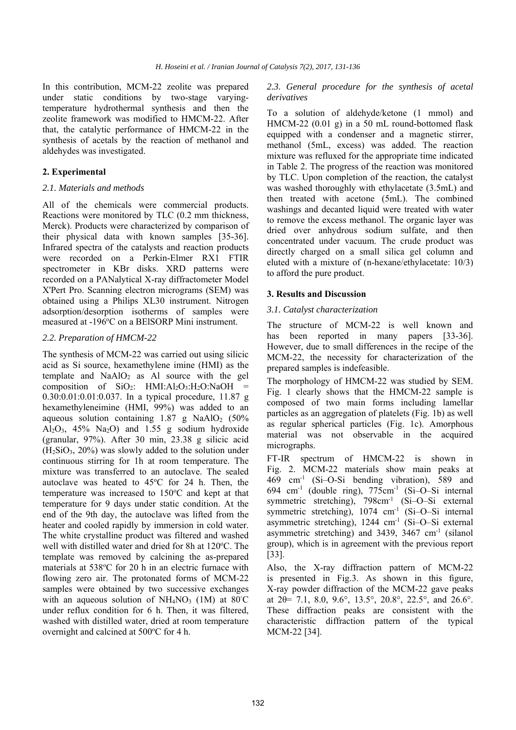In this contribution, MCM-22 zeolite was prepared under static conditions by two-stage varying-temperature hydrothermal synthesis and then the zeolite framework was modified to HMCM-22. After that, the catalytic performance of HMCM-22 in the synthesis of acetals by the reaction of methanol and aldehydes was investigated.

## 2. Experimental

### *2.1. Materials and methods*

All of the chemicals were commercial products. Reactions were monitored by TLC (0.2 mm thickness, Merck). Products were characterized by comparison of their physical data with known samples [35-36]. Infrared spectra of the catalysts and reaction products were recorded on a Perkin-Elmer RX1 FTIR spectrometer in KBr disks. XRD patterns were recorded on a PANalytical X-ray diffractometer Model X'Pert Pro. Scanning electron micrograms (SEM) was obtained using a Philips XL30 instrument. Nitrogen adsorption/desorption isotherms of samples were measured at -196°C on a BElSORP Mini instrument.

### *2.2. Preparation of HMCM-22*

The synthesis of MCM-22 was carried out using silicic acid as Si source, hexamethylene imine (HMI) as the template and $NaAlO_2$ as Al source with the gel composition of $SiO_2$: HMI:$Al_2O_3$:$H_2O$:NaOH = 0.30:0.01:0.01:0.037. In a typical procedure, 11.87 g hexamethyleneimine (HMI, 99%) was added to an aqueous solution containing 1.87 g $NaAlO_2$ (50% $Al_2O_3$, 45% $Na_2O$) and 1.55 g sodium hydroxide (granular, 97%). After 30 min, 23.38 g silicic acid ($H_2SiO_3$, 20%) was slowly added to the solution under continuous stirring for 1h at room temperature. The mixture was transferred to an autoclave. The sealed autoclave was heated to 45°C for 24 h. Then, the temperature was increased to 150°C and kept at that temperature for 9 days under static condition. At the end of the 9th day, the autoclave was lifted from the heater and cooled rapidly by immersion in cold water. The white crystalline product was filtered and washed well with distilled water and dried for 8h at 120°C. The template was removed by calcining the as-prepared materials at 538°C for 20 h in an electric furnace with flowing zero air. The protonated forms of MCM-22 samples were obtained by two successive exchanges with an aqueous solution of $NH_4NO_3$ (1M) at 80°C under reflux condition for 6 h. Then, it was filtered, washed with distilled water, dried at room temperature overnight and calcined at 500°C for 4 h.

### *2.3. General procedure for the synthesis of acetal derivatives*

To a solution of aldehyde/ketone (1 mmol) and HMCM-22 (0.01 g) in a 50 mL round-bottomed flask equipped with a condenser and a magnetic stirrer, methanol (5mL, excess) was added. The reaction mixture was refluxed for the appropriate time indicated in Table 2. The progress of the reaction was monitored by TLC. Upon completion of the reaction, the catalyst was washed thoroughly with ethylacetate (3.5mL) and then treated with acetone (5mL). The combined washings and decanted liquid were treated with water to remove the excess methanol. The organic layer was dried over anhydrous sodium sulfate, and then concentrated under vacuum. The crude product was directly charged on a small silica gel column and eluted with a mixture of (n-hexane/ethylacetate: 10/3) to afford the pure product.

## 3. Results and Discussion

### *3.1. Catalyst characterization*

The structure of MCM-22 is well known and has been reported in many papers [33-36]. However, due to small differences in the recipe of the MCM-22, the necessity for characterization of the prepared samples is indefeasible.

The morphology of HMCM-22 was studied by SEM. Fig. 1 clearly shows that the HMCM-22 sample is composed of two main forms including lamellar particles as an aggregation of platelets (Fig. 1b) as well as regular spherical particles (Fig. 1c). Amorphous material was not observable in the acquired micrographs.

FT-IR spectrum of HMCM-22 is shown in Fig. 2. MCM-22 materials show main peaks at 469 $cm^{-1}$ (Si–O-Si bending vibration), 589 and 694 $cm^{-1}$ (double ring), 775$cm^{-1}$ (Si–O–Si internal symmetric stretching), 798$cm^{-1}$ (Si–O–Si external symmetric stretching), 1074 $cm^{-1}$ (Si–O–Si internal asymmetric stretching), 1244 $cm^{-1}$ (Si–O–Si external asymmetric stretching) and 3439, 3467 $cm^{-1}$ (silanol group), which is in agreement with the previous report [33].

Also, the X-ray diffraction pattern of MCM-22 is presented in Fig.3. As shown in this figure, X-ray powder diffraction of the MCM-22 gave peaks at 2θ= 7.1, 8.0, 9.6°, 13.5°, 20.8°, 22.5°, and 26.6°. These diffraction peaks are consistent with the characteristic diffraction pattern of the typical MCM-22 [34].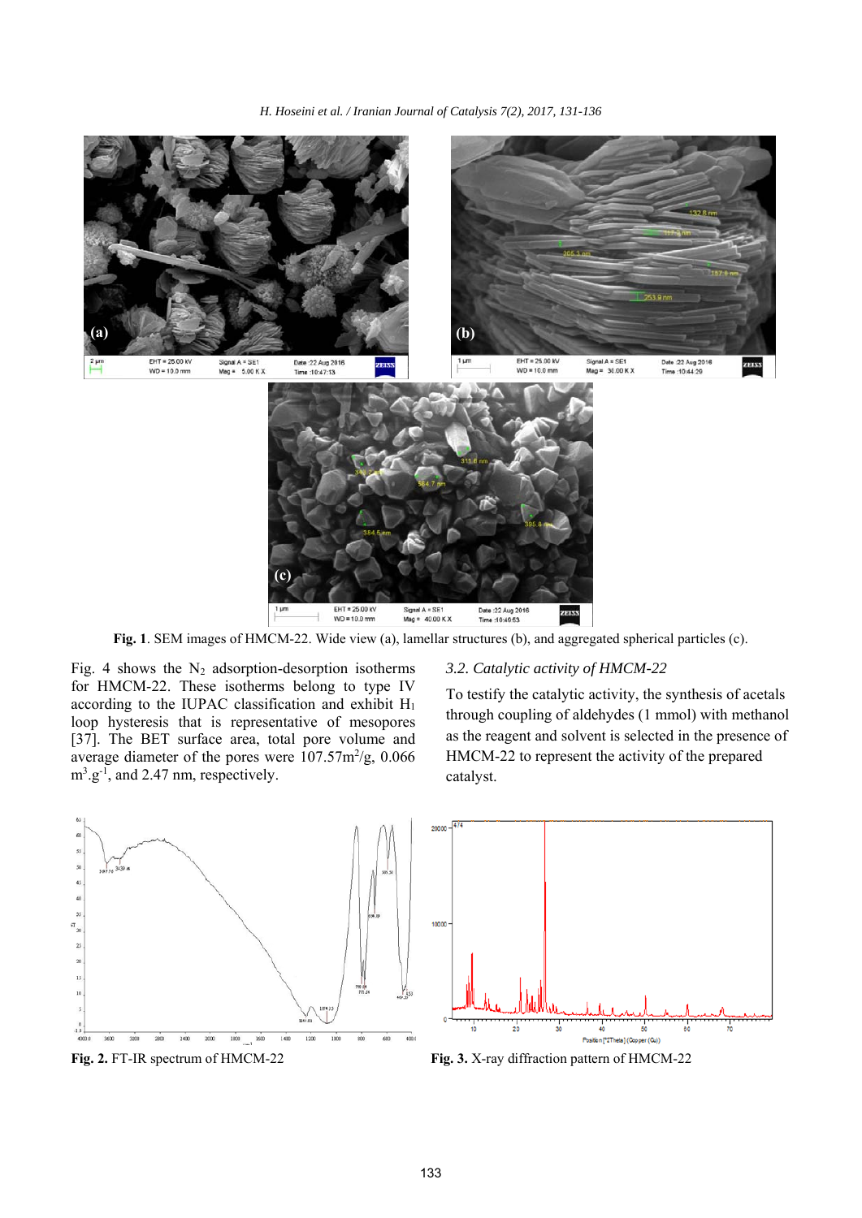Fig. 1. SEM images of HMCM-22. Wide view (a), lamellar structures (b), and aggregated spherical particles (c).

Fig. 4 shows the $N_2$ adsorption-desorption isotherms for HMCM-22. These isotherms belong to type IV according to the IUPAC classification and exhibit $H_1$ loop hysteresis that is representative of mesopores [37]. The BET surface area, total pore volume and average diameter of the pores were 107.57m$^2$/g, 0.066 m$^3$.g$^{-1}$, and 2.47 nm, respectively.

### 3.2. Catalytic activity of HMCM-22

To testify the catalytic activity, the synthesis of acetals through coupling of aldehydes (1 mmol) with methanol as the reagent and solvent is selected in the presence of HMCM-22 to represent the activity of the prepared catalyst.

**Fig. 2.** FT-IR spectrum of HMCM-22

**Fig. 3.** X-ray diffraction pattern of HMCM-22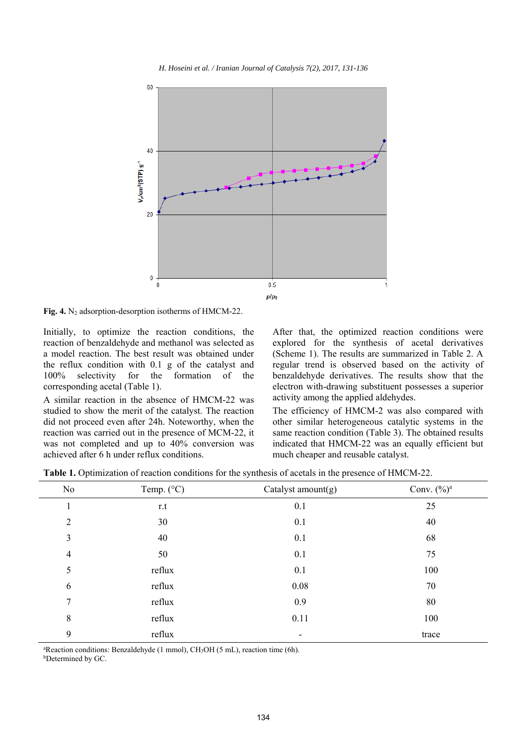Fig. 4. $N_2$ adsorption-desorption isotherms of HMCM-22.

Initially, to optimize the reaction conditions, the reaction of benzaldehyde and methanol was selected as a model reaction. The best result was obtained under the reflux condition with 0.1 g of the catalyst and 100% selectivity for the formation of the corresponding acetal (Table 1).

A similar reaction in the absence of HMCM-22 was studied to show the merit of the catalyst. The reaction did not proceed even after 24h. Noteworthy, when the reaction was carried out in the presence of MCM-22, it was not completed and up to 40% conversion was achieved after 6 h under reflux conditions.

After that, the optimized reaction conditions were explored for the synthesis of acetal derivatives (Scheme 1). The results are summarized in Table 2. A regular trend is observed based on the activity of benzaldehyde derivatives. The results show that the electron with-drawing substituent possesses a superior activity among the applied aldehydes.

The efficiency of HMCM-2 was also compared with other similar heterogeneous catalytic systems in the same reaction condition (Table 3). The obtained results indicated that HMCM-22 was an equally efficient but much cheaper and reusable catalyst.

**Table 1.** Optimization of reaction conditions for the synthesis of acetals in the presence of HMCM-22.

| No | Temp. (°C) | Catalyst amount(g) | Conv. (%)[a] |
|---|---|---|---|
| 1 | r.t | 0.1 | 25 |
| 2 | 30 | 0.1 | 40 |
| 3 | 40 | 0.1 | 68 |
| 4 | 50 | 0.1 | 75 |
| 5 | reflux | 0.1 | 100 |
| 6 | reflux | 0.08 | 70 |
| 7 | reflux | 0.9 | 80 |
| 8 | reflux | 0.11 | 100 |
| 9 | reflux | - | trace |

[a]Reaction conditions: Benzaldehyde (1 mmol), $CH_3OH$ (5 mL), reaction time (6h).
[b]Determined by GC.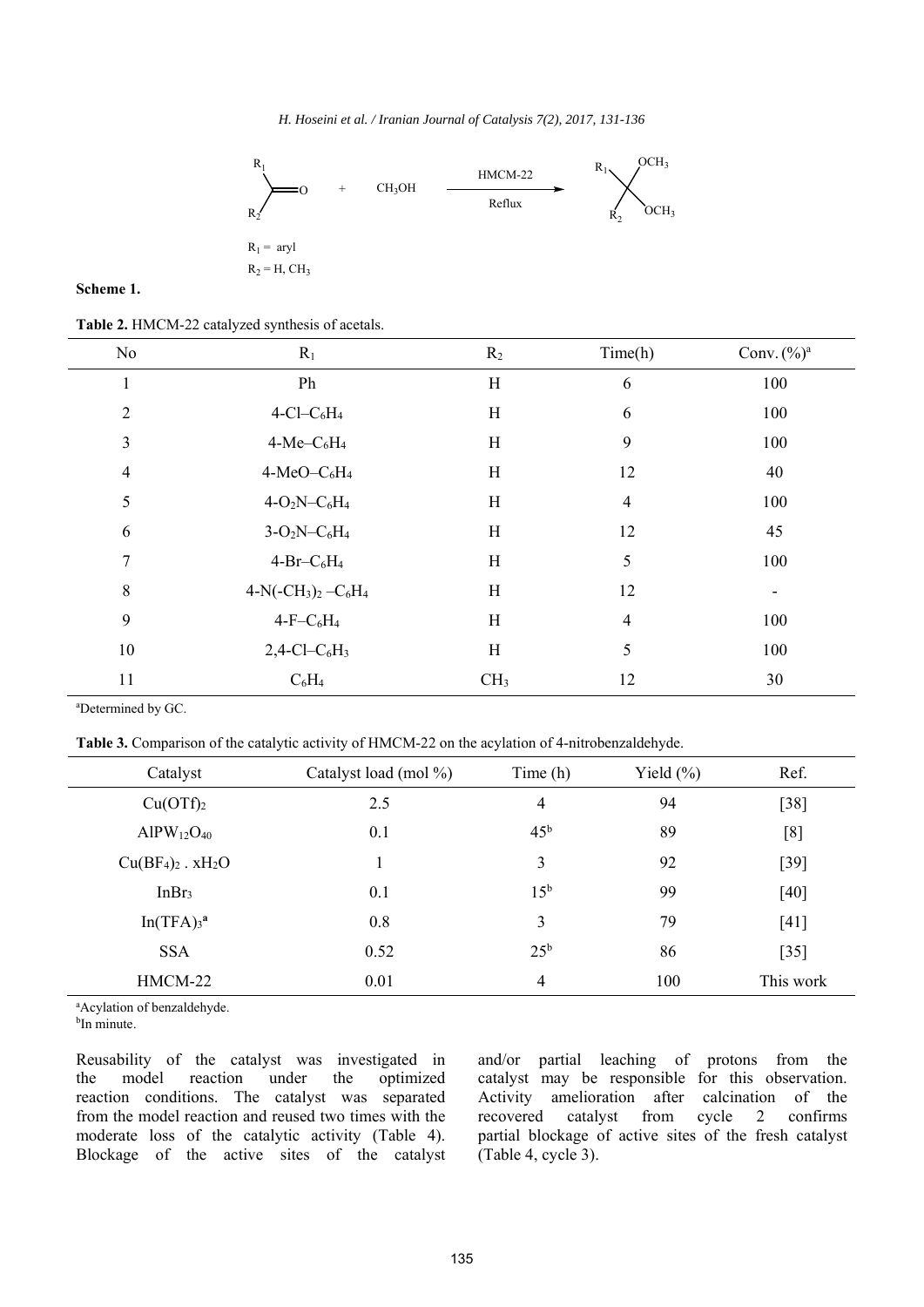$$R_1C(=O)R_2 + CH_3OH \xrightarrow[\text{Reflux}]{\text{HMCM-22}} R_1R_2C(OCH_3)_2$$

$R_1$ = aryl

$R_2$ = H, $CH_3$

**Scheme 1.**

**Table 2.** HMCM-22 catalyzed synthesis of acetals.

| No | $R_1$ | $R_2$ | Time(h) | Conv. (%)[a] |
|---|---|---|---|---|
| 1 | Ph | H | 6 | 100 |
| 2 | 4-Cl–$C_6H_4$ | H | 6 | 100 |
| 3 | 4-Me–$C_6H_4$ | H | 9 | 100 |
| 4 | 4-MeO–$C_6H_4$ | H | 12 | 40 |
| 5 | 4-$O_2N$–$C_6H_4$ | H | 4 | 100 |
| 6 | 3-$O_2N$–$C_6H_4$ | H | 12 | 45 |
| 7 | 4-Br–$C_6H_4$ | H | 5 | 100 |
| 8 | 4-N(-$CH_3$)$_2$ –$C_6H_4$ | H | 12 | - |
| 9 | 4-F–$C_6H_4$ | H | 4 | 100 |
| 10 | 2,4-Cl–$C_6H_3$ | H | 5 | 100 |
| 11 | $C_6H_4$ | $CH_3$ | 12 | 30 |

[a]Determined by GC.

**Table 3.** Comparison of the catalytic activity of HMCM-22 on the acylation of 4-nitrobenzaldehyde.

| Catalyst | Catalyst load (mol %) | Time (h) | Yield (%) | Ref. |
|---|---|---|---|---|
| $Cu(OTf)_2$ | 2.5 | 4 | 94 | [38] |
| $AlPW_{12}O_{40}$ | 0.1 | 45[b] | 89 | [8] |
| $Cu(BF_4)_2 . xH_2O$ | 1 | 3 | 92 | [39] |
| $InBr_3$ | 0.1 | 15[b] | 99 | [40] |
| $In(TFA)_3$[a] | 0.8 | 3 | 79 | [41] |
| SSA | 0.52 | 25[b] | 86 | [35] |
| HMCM-22 | 0.01 | 4 | 100 | This work |

[a]Acylation of benzaldehyde.
[b]In minute.

Reusability of the catalyst was investigated in the model reaction under the optimized reaction conditions. The catalyst was separated from the model reaction and reused two times with the moderate loss of the catalytic activity (Table 4). Blockage of the active sites of the catalyst and/or partial leaching of protons from the catalyst may be responsible for this observation. Activity amelioration after calcination of the recovered catalyst from cycle 2 confirms partial blockage of active sites of the fresh catalyst (Table 4, cycle 3).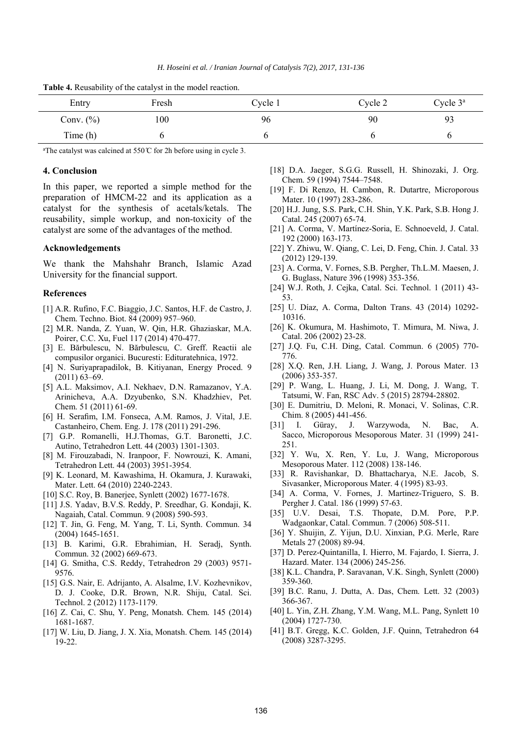**Table 4.** Reusability of the catalyst in the model reaction.

| Entry | Fresh | Cycle 1 | Cycle 2 | Cycle 3[a] |
|---|---|---|---|---|
| Conv. (%) | 100 | 96 | 90 | 93 |
| Time (h) | 6 | 6 | 6 | 6 |

[a]The catalyst was calcined at 550℃ for 2h before using in cycle 3.

## 4. Conclusion

In this paper, we reported a simple method for the preparation of HMCM-22 and its application as a catalyst for the synthesis of acetals/ketals. The reusability, simple workup, and non-toxicity of the catalyst are some of the advantages of the method.

## Acknowledgements

We thank the Mahshahr Branch, Islamic Azad University for the financial support.

## References

[1] A.R. Rufino, F.C. Biaggio, J.C. Santos, H.F. de Castro, J. Chem. Techno. Biot. 84 (2009) 957–960.

[2] M.R. Nanda, Z. Yuan, W. Qin, H.R. Ghaziaskar, M.A. Poirer, C.C. Xu, Fuel 117 (2014) 470-477.

[3] E. Bărbulescu, N. Bărbulescu, C. Greff. Reactii ale compusilor organici. Bucuresti: Edituratehnica, 1972.

[4] N. Suriyaprapadilok, B. Kitiyanan, Energy Proced. 9 (2011) 63–69.

[5] A.L. Maksimov, A.I. Nekhaev, D.N. Ramazanov, Y.A. Arinicheva, A.A. Dzyubenko, S.N. Khadzhiev, Pet. Chem. 51 (2011) 61-69.

[6] H. Serafim, I.M. Fonseca, A.M. Ramos, J. Vital, J.E. Castanheiro, Chem. Eng. J. 178 (2011) 291-296.

[7] G.P. Romanelli, H.J.Thomas, G.T. Baronetti, J.C. Autino, Tetrahedron Lett. 44 (2003) 1301-1303.

[8] M. Firouzabadi, N. Iranpoor, F. Nowrouzi, K. Amani, Tetrahedron Lett. 44 (2003) 3951-3954.

[9] K. Leonard, M. Kawashima, H. Okamura, J. Kurawaki, Mater. Lett. 64 (2010) 2240-2243.

[10] S.C. Roy, B. Banerjee, Synlett (2002) 1677-1678.

[11] J.S. Yadav, B.V.S. Reddy, P. Sreedhar, G. Kondaji, K. Nagaiah, Catal. Commun. 9 (2008) 590-593.

[12] T. Jin, G. Feng, M. Yang, T. Li, Synth. Commun. 34 (2004) 1645-1651.

[13] B. Karimi, G.R. Ebrahimian, H. Seradj, Synth. Commun. 32 (2002) 669-673.

[14] G. Smitha, C.S. Reddy, Tetrahedron 29 (2003) 9571-9576.

[15] G.S. Nair, E. Adrijanto, A. Alsalme, I.V. Kozhevnikov, D. J. Cooke, D.R. Brown, N.R. Shiju, Catal. Sci. Technol. 2 (2012) 1173-1179.

[16] Z. Cai, C. Shu, Y. Peng, Monatsh. Chem. 145 (2014) 1681-1687.

[17] W. Liu, D. Jiang, J. X. Xia, Monatsh. Chem. 145 (2014) 19-22.

[18] D.A. Jaeger, S.G.G. Russell, H. Shinozaki, J. Org. Chem. 59 (1994) 7544–7548.

[19] F. Di Renzo, H. Cambon, R. Dutartre, Microporous Mater. 10 (1997) 283-286.

[20] H.J. Jung, S.S. Park, C.H. Shin, Y.K. Park, S.B. Hong J. Catal. 245 (2007) 65-74.

[21] A. Corma, V. Martínez-Soria, E. Schnoeveld, J. Catal. 192 (2000) 163-173.

[22] Y. Zhiwu, W. Qiang, C. Lei, D. Feng, Chin. J. Catal. 33 (2012) 129-139.

[23] A. Corma, V. Fornes, S.B. Pergher, Th.L.M. Maesen, J. G. Buglass, Nature 396 (1998) 353-356.

[24] W.J. Roth, J. Cejka, Catal. Sci. Technol. 1 (2011) 43-53.

[25] U. Díaz, A. Corma, Dalton Trans. 43 (2014) 10292-10316.

[26] K. Okumura, M. Hashimoto, T. Mimura, M. Niwa, J. Catal. 206 (2002) 23-28.

[27] J.Q. Fu, C.H. Ding, Catal. Commun. 6 (2005) 770-776.

[28] X.Q. Ren, J.H. Liang, J. Wang, J. Porous Mater. 13 (2006) 353-357.

[29] P. Wang, L. Huang, J. Li, M. Dong, J. Wang, T. Tatsumi, W. Fan, RSC Adv. 5 (2015) 28794-28802.

[30] E. Dumitriu, D. Meloni, R. Monaci, V. Solinas, C.R. Chim. 8 (2005) 441-456.

[31] I. Güray, J. Warzywoda, N. Bac, A. Sacco, Microporous Mesoporous Mater. 31 (1999) 241-251.

[32] Y. Wu, X. Ren, Y. Lu, J. Wang, Microporous Mesoporous Mater. 112 (2008) 138-146.

[33] R. Ravishankar, D. Bhattacharya, N.E. Jacob, S. Sivasanker, Microporous Mater. 4 (1995) 83-93.

[34] A. Corma, V. Fornes, J. Martinez-Triguero, S. B. Pergher J. Catal. 186 (1999) 57-63.

[35] U.V. Desai, T.S. Thopate, D.M. Pore, P.P. Wadgaonkar, Catal. Commun. 7 (2006) 508-511.

[36] Y. Shuijin, Z. Yijun, D.U. Xinxian, P.G. Merle, Rare Metals 27 (2008) 89-94.

[37] D. Perez-Quintanilla, I. Hierro, M. Fajardo, I. Sierra, J. Hazard. Mater. 134 (2006) 245-256.

[38] K.L. Chandra, P. Saravanan, V.K. Singh, Synlett (2000) 359-360.

[39] B.C. Ranu, J. Dutta, A. Das, Chem. Lett. 32 (2003) 366-367.

[40] L. Yin, Z.H. Zhang, Y.M. Wang, M.L. Pang, Synlett 10 (2004) 1727-730.

[41] B.T. Gregg, K.C. Golden, J.F. Quinn, Tetrahedron 64 (2008) 3287-3295.